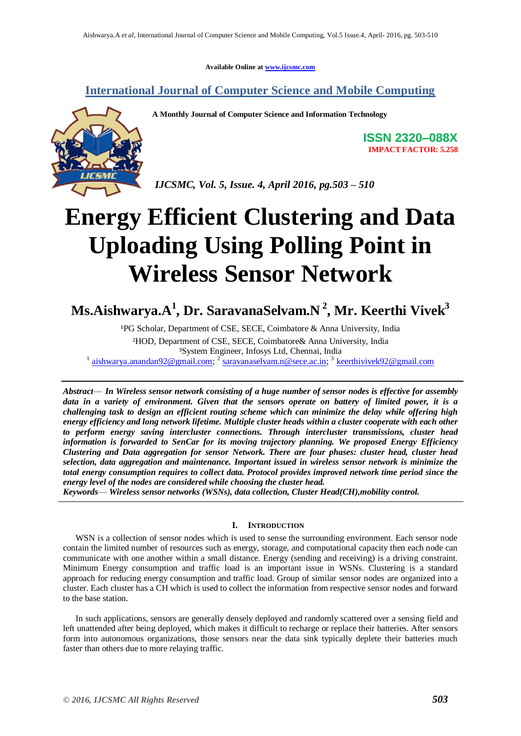Available Online at www.ijcsmc.com

## International Journal of Computer Science and Mobile Computing

**A Monthly Journal of Computer Science and Information Technology**

**ISSN 2320–088X**
**IMPACT FACTOR: 5.258**

*IJCSMC, Vol. 5, Issue. 4, April 2016, pg.503 – 510*

# Energy Efficient Clustering and Data Uploading Using Polling Point in Wireless Sensor Network

**Ms.Aishwarya.A[1], Dr. SaravanaSelvam.N[2], Mr. Keerthi Vivek[3]**

[1]PG Scholar, Department of CSE, SECE, Coimbatore & Anna University, India
[2]HOD, Department of CSE, SECE, Coimbatore& Anna University, India
[3]System Engineer, Infosys Ltd, Chennai, India
[1] aishwarya.anandan92@gmail.com; [2] saravanaselvam.n@sece.ac.in; [3] keerthivivek92@gmail.com

***Abstract*— *In Wireless sensor network consisting of a huge number of sensor nodes is effective for assembly data in a variety of environment. Given that the sensors operate on battery of limited power, it is a challenging task to design an efficient routing scheme which can minimize the delay while offering high energy efficiency and long network lifetime. Multiple cluster heads within a cluster cooperate with each other to perform energy saving intercluster connections. Through intercluster transmissions, cluster head information is forwarded to SenCar for its moving trajectory planning. We proposed Energy Efficiency Clustering and Data aggregation for sensor Network. There are four phases: cluster head, cluster head selection, data aggregation and maintenance. Important issued in wireless sensor network is minimize the total energy consumption requires to collect data. Protocol provides improved network time period since the energy level of the nodes are considered while choosing the cluster head.***

***Keywords*— *Wireless sensor networks (WSNs), data collection, Cluster Head(CH),mobility control.***

## I. Introduction

WSN is a collection of sensor nodes which is used to sense the surrounding environment. Each sensor node contain the limited number of resources such as energy, storage, and computational capacity then each node can communicate with one another within a small distance. Energy (sending and receiving) is a driving constraint. Minimum Energy consumption and traffic load is an important issue in WSNs. Clustering is a standard approach for reducing energy consumption and traffic load. Group of similar sensor nodes are organized into a cluster. Each cluster has a CH which is used to collect the information from respective sensor nodes and forward to the base station.

In such applications, sensors are generally densely deployed and randomly scattered over a sensing field and left unattended after being deployed, which makes it difficult to recharge or replace their batteries. After sensors form into autonomous organizations, those sensors near the data sink typically deplete their batteries much faster than others due to more relaying traffic.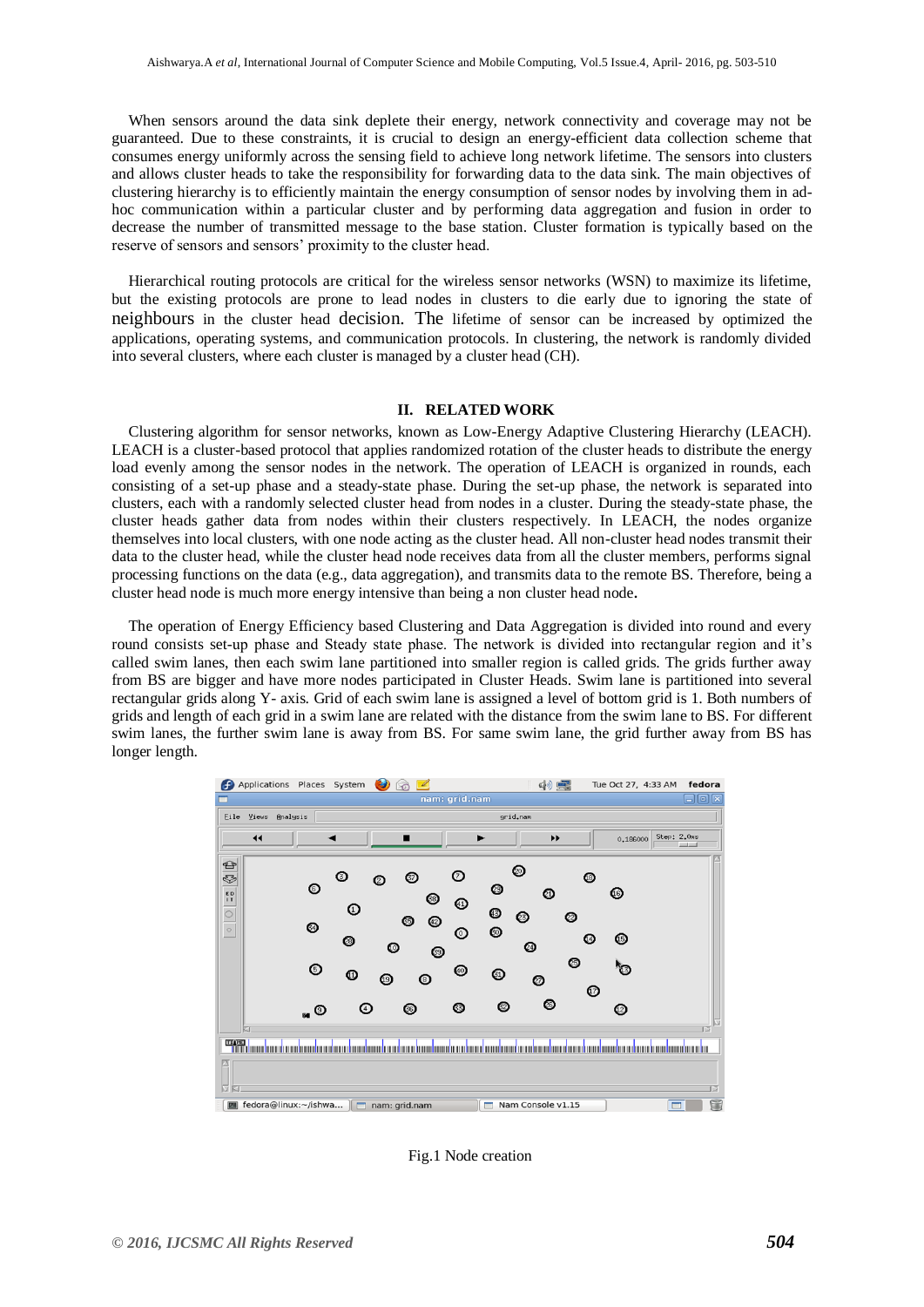When sensors around the data sink deplete their energy, network connectivity and coverage may not be guaranteed. Due to these constraints, it is crucial to design an energy-efficient data collection scheme that consumes energy uniformly across the sensing field to achieve long network lifetime. The sensors into clusters and allows cluster heads to take the responsibility for forwarding data to the data sink. The main objectives of clustering hierarchy is to efficiently maintain the energy consumption of sensor nodes by involving them in ad-hoc communication within a particular cluster and by performing data aggregation and fusion in order to decrease the number of transmitted message to the base station. Cluster formation is typically based on the reserve of sensors and sensors' proximity to the cluster head.

Hierarchical routing protocols are critical for the wireless sensor networks (WSN) to maximize its lifetime, but the existing protocols are prone to lead nodes in clusters to die early due to ignoring the state of neighbours in the cluster head decision. The lifetime of sensor can be increased by optimized the applications, operating systems, and communication protocols. In clustering, the network is randomly divided into several clusters, where each cluster is managed by a cluster head (CH).

## II. RELATED WORK

Clustering algorithm for sensor networks, known as Low-Energy Adaptive Clustering Hierarchy (LEACH). LEACH is a cluster-based protocol that applies randomized rotation of the cluster heads to distribute the energy load evenly among the sensor nodes in the network. The operation of LEACH is organized in rounds, each consisting of a set-up phase and a steady-state phase. During the set-up phase, the network is separated into clusters, each with a randomly selected cluster head from nodes in a cluster. During the steady-state phase, the cluster heads gather data from nodes within clusters respectively. In LEACH, the nodes organize themselves into local clusters, with one node acting as the cluster head. All non-cluster head nodes transmit their data to the cluster head, while the cluster head node receives data from all the cluster members, performs signal processing functions on the data (e.g., data aggregation), and transmits data to the remote BS. Therefore, being a cluster head node is much more energy intensive than being a non cluster head node.

The operation of Energy Efficiency based Clustering and Data Aggregation is divided into round and every round consists set-up phase and Steady state phase. The network is divided into rectangular region and it's called swim lanes, then each swim lane partitioned into smaller region is called grids. The grids further away from BS are bigger and have more nodes participated in Cluster Heads. Swim lane is partitioned into several rectangular grids along Y- axis. Grid of each swim lane is assigned a level of bottom grid is 1. Both numbers of grids and length of each grid in a swim lane are related with the distance from the swim lane to BS. For different swim lanes, the further swim lane is away from BS. For same swim lane, the grid further away from BS has longer length.

Fig.1 Node creation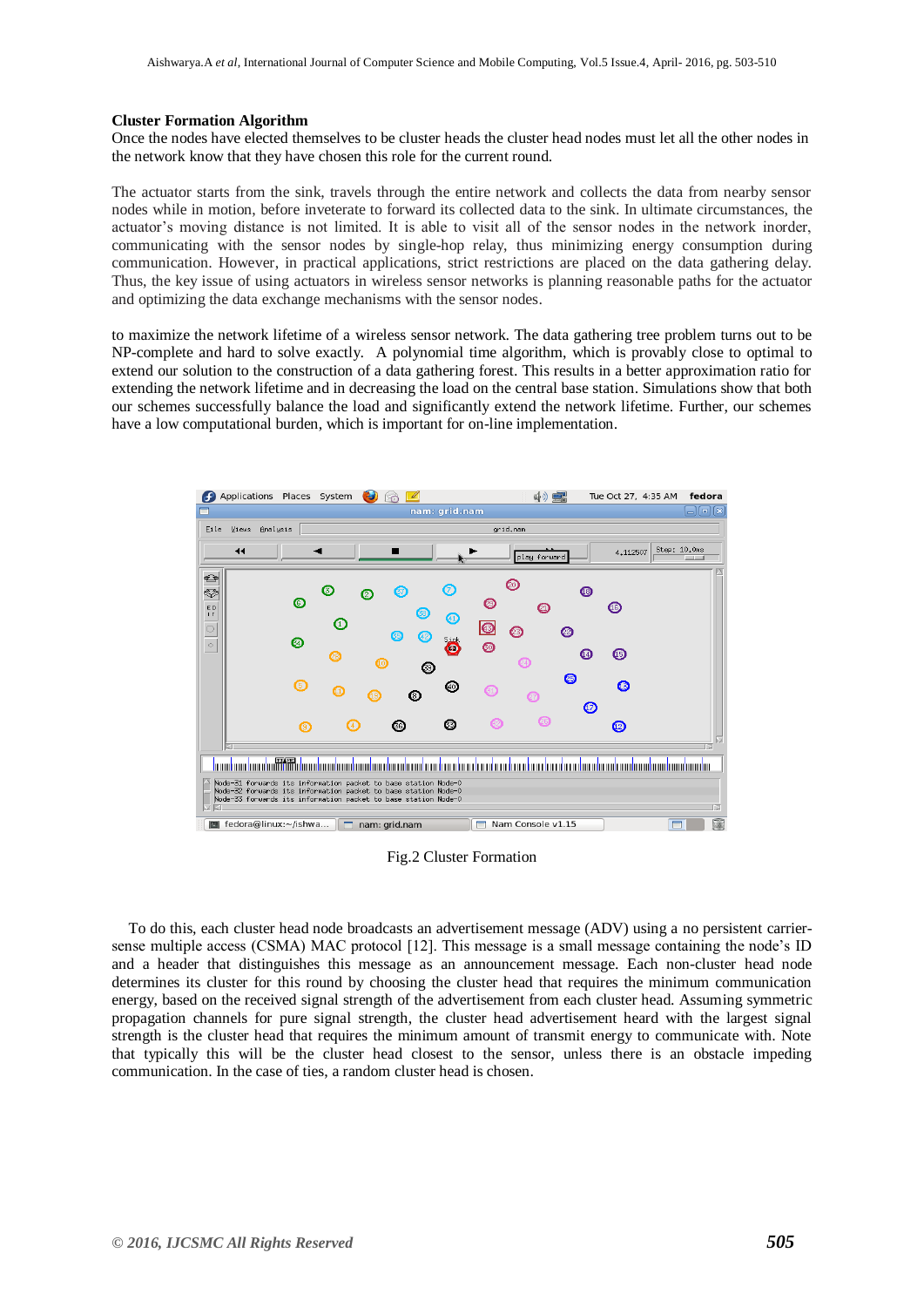**Cluster Formation Algorithm**

Once the nodes have elected themselves to be cluster heads the cluster head nodes must let all the other nodes in the network know that they have chosen this role for the current round.

The actuator starts from the sink, travels through the entire network and collects the data from nearby sensor nodes while in motion, before inveterate to forward its collected data to the sink. In ultimate circumstances, the actuator's moving distance is not limited. It is able to visit all of the sensor nodes in the network inorder, communicating with the sensor nodes by single-hop relay, thus minimizing energy consumption during communication. However, in practical applications, strict restrictions are placed on the data gathering delay. Thus, the key issue of using actuators in wireless sensor networks is planning reasonable paths for the actuator and optimizing the data exchange mechanisms with the sensor nodes.

to maximize the network lifetime of a wireless sensor network. The data gathering tree problem turns out to be NP-complete and hard to solve exactly. A polynomial time algorithm, which is provably close to optimal to extend our solution to the construction of a data gathering forest. This results in a better approximation ratio for extending the network lifetime and in decreasing the load on the central base station. Simulations show that both our schemes successfully balance the load and significantly extend the network lifetime. Further, our schemes have a low computational burden, which is important for on-line implementation.

Fig.2 Cluster Formation

To do this, each cluster head node broadcasts an advertisement message (ADV) using a no persistent carrier-sense multiple access (CSMA) MAC protocol [12]. This message is a small message containing the node's ID and a header that distinguishes this message as an announcement message. Each non-cluster head node determines its cluster for this round by choosing the cluster head that requires the minimum communication energy, based on the received signal strength of the advertisement from each cluster head. Assuming symmetric propagation channels for pure signal strength, the cluster head advertisement heard with the largest signal strength is the cluster head that requires the minimum amount of transmit energy to communicate with. Note that typically this will be the cluster head closest to the sensor, unless there is an obstacle impeding communication. In the case of ties, a random cluster head is chosen.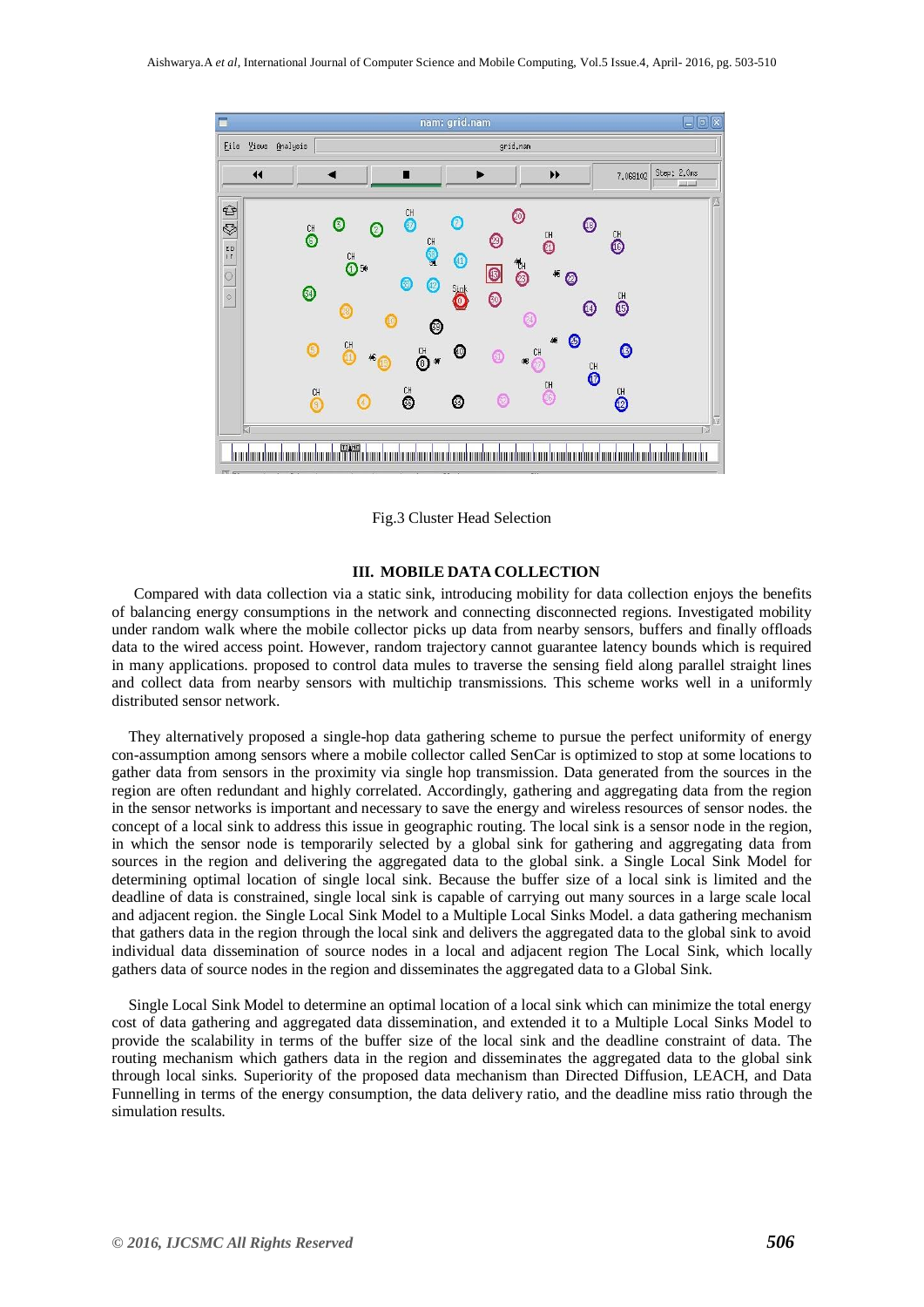Fig.3 Cluster Head Selection

## III. MOBILE DATA COLLECTION

Compared with data collection via a static sink, introducing mobility for data collection enjoys the benefits of balancing energy consumptions in the network and connecting disconnected regions. Investigated mobility under random walk where the mobile collector picks up data from nearby sensors, buffers and finally offloads data to the wired access point. However, random trajectory cannot guarantee latency bounds which is required in many applications. proposed to control data mules to traverse the sensing field along parallel straight lines and collect data from nearby sensors with multichip transmissions. This scheme works well in a uniformly distributed sensor network.

They alternatively proposed a single-hop data gathering scheme to pursue the perfect uniformity of energy con-assumption among sensors where a mobile collector called SenCar is optimized to stop at some locations to gather data from sensors in the proximity via single hop transmission. Data generated from the sources in the region are often redundant and highly correlated. Accordingly, gathering and aggregating data from the region in the sensor networks is important and necessary to save the energy and wireless resources of sensor nodes. the concept of a local sink to address this issue in geographic routing. The local sink is a sensor node in the region, in which the sensor node is temporarily selected by a global sink for gathering and aggregating data from sources in the region and delivering the aggregated data to the global sink. a Single Local Sink Model for determining optimal location of single local sink. Because the buffer size of a local sink is limited and the deadline of data is constrained, single local sink is capable of carrying out many sources in a large scale local and adjacent region. the Single Local Sink Model to a Multiple Local Sinks Model. a data gathering mechanism that gathers data in the region through the local sink and delivers the aggregated data to the global sink to avoid individual data dissemination of source nodes in a local and adjacent region The Local Sink, which locally gathers data of source nodes in the region and disseminates the aggregated data to a Global Sink.

Single Local Sink Model to determine an optimal location of a local sink which can minimize the total energy cost of data gathering and aggregated data dissemination, and extended it to a Multiple Local Sinks Model to provide the scalability in terms of the buffer size of the local sink and the deadline constraint of data. The routing mechanism which gathers data in the region and disseminates the aggregated data to the global sink through local sinks. Superiority of the proposed data mechanism than Directed Diffusion, LEACH, and Data Funnelling in terms of the energy consumption, the data delivery ratio, and the deadline miss ratio through the simulation results.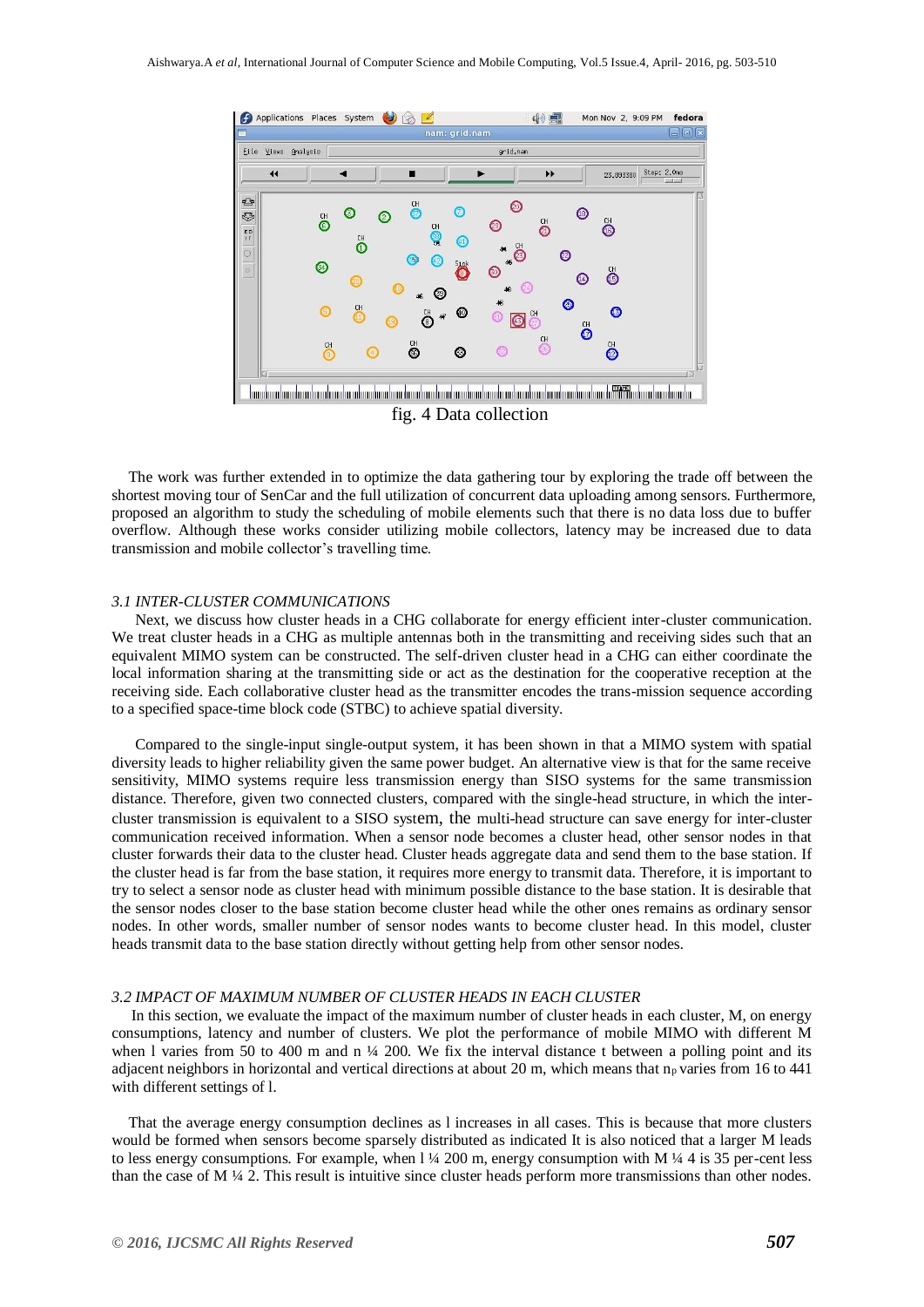fig. 4 Data collection

The work was further extended in to optimize the data gathering tour by exploring the trade off between the shortest moving tour of SenCar and the full utilization of concurrent data uploading among sensors. Furthermore, proposed an algorithm to study the scheduling of mobile elements such that there is no data loss due to buffer overflow. Although these works consider utilizing mobile collectors, latency may be increased due to data transmission and mobile collector's travelling time.

### *3.1 INTER-CLUSTER COMMUNICATIONS*

Next, we discuss how cluster heads in a CHG collaborate for energy efficient inter-cluster communication. We treat cluster heads in a CHG as multiple antennas both in the transmitting and receiving sides such that an equivalent MIMO system can be constructed. The self-driven cluster head in a CHG can either coordinate the local information sharing at the transmitting side or act as the destination for the cooperative reception at the receiving side. Each collaborative cluster head as the transmitter encodes the trans-mission sequence according to a specified space-time block code (STBC) to achieve spatial diversity.

Compared to the single-input single-output system, it has been shown in that a MIMO system with spatial diversity leads to higher reliability given the same power budget. An alternative view is that for the same receive sensitivity, MIMO systems require less transmission energy than SISO systems for the same transmission distance. Therefore, given two connected clusters, compared with the single-head structure, in which the inter-cluster transmission is equivalent to a SISO system, the multi-head structure can save energy for inter-cluster communication received information. When a sensor node becomes a cluster head, other sensor nodes in that cluster forwards their data to the cluster head. Cluster heads aggregate data and send them to the base station. If the cluster head is far from the base station, it requires more energy to transmit data. Therefore, it is important to try to select a sensor node as cluster head with minimum possible distance to the base station. It is desirable that the sensor nodes closer to the base station become cluster head while the other ones remains as ordinary sensor nodes. In other words, smaller number of sensor nodes wants to become cluster head. In this model, cluster heads transmit data to the base station directly without getting help from other sensor nodes.

### *3.2 IMPACT OF MAXIMUM NUMBER OF CLUSTER HEADS IN EACH CLUSTER*

In this section, we evaluate the impact of the maximum number of cluster heads in each cluster, M, on energy consumptions, latency and number of clusters. We plot the performance of mobile MIMO with different M when l varies from 50 to 400 m and n ¼ 200. We fix the interval distance t between a polling point and its adjacent neighbors in horizontal and vertical directions at about 20 m, which means that $n_p$ varies from 16 to 441 with different settings of l.

That the average energy consumption declines as l increases in all cases. This is because that more clusters would be formed when sensors become sparsely distributed as indicated It is also noticed that a larger M leads to less energy consumptions. For example, when l ¼ 200 m, energy consumption with M ¼ 4 is 35 per-cent less than the case of M ¼ 2. This result is intuitive since cluster heads perform more transmissions than other nodes.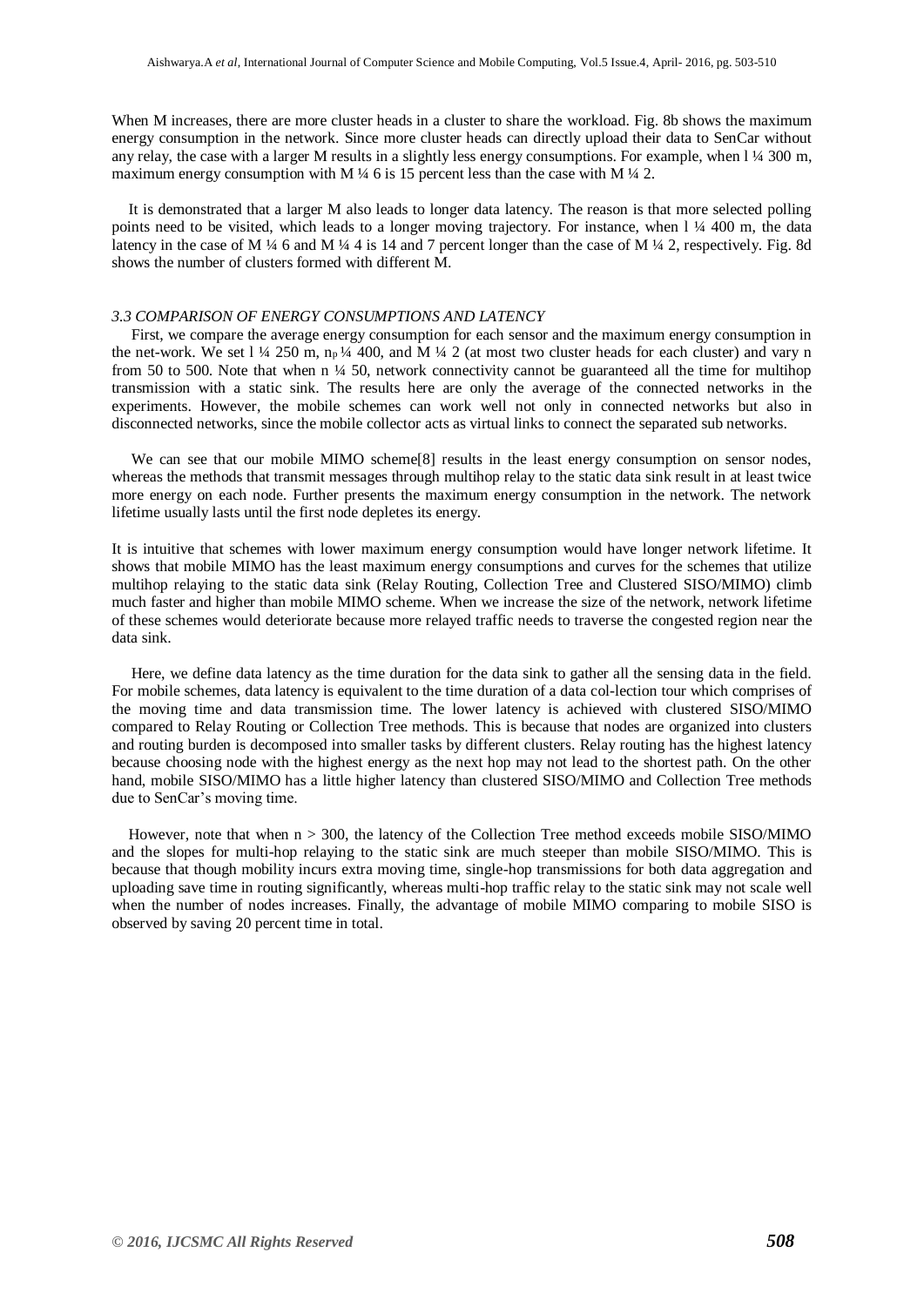When M increases, there are more cluster heads in a cluster to share the workload. Fig. 8b shows the maximum energy consumption in the network. Since more cluster heads can directly upload their data to SenCar without any relay, the case with a larger M results in a slightly less energy consumptions. For example, when l ¼ 300 m, maximum energy consumption with M ¼ 6 is 15 percent less than the case with M ¼ 2.

It is demonstrated that a larger M also leads to longer data latency. The reason is that more selected polling points need to be visited, which leads to a longer moving trajectory. For instance, when l ¼ 400 m, the data latency in the case of M ¼ 6 and M ¼ 4 is 14 and 7 percent longer than the case of M ¼ 2, respectively. Fig. 8d shows the number of clusters formed with different M.

### *3.3 COMPARISON OF ENERGY CONSUMPTIONS AND LATENCY*

First, we compare the average energy consumption for each sensor and the maximum energy consumption in the net-work. We set l ¼ 250 m, $n_p$ ¼ 400, and M ¼ 2 (at most two cluster heads for each cluster) and vary n from 50 to 500. Note that when n ¼ 50, network connectivity cannot be guaranteed all the time for multihop transmission with a static sink. The results here are only the average of the connected networks in the experiments. However, the mobile schemes can work well not only in connected networks but also in disconnected networks, since the mobile collector acts as virtual links to connect the separated sub networks.

We can see that our mobile MIMO scheme[8] results in the least energy consumption on sensor nodes, whereas the methods that transmit messages through multihop relay to the static data sink result in at least twice more energy on each node. Further presents the maximum energy consumption in the network. The network lifetime usually lasts until the first node depletes its energy.

It is intuitive that schemes with lower maximum energy consumption would have longer network lifetime. It shows that mobile MIMO has the least maximum energy consumptions and curves for the schemes that utilize multihop relaying to the static data sink (Relay Routing, Collection Tree and Clustered SISO/MIMO) climb much faster and higher than mobile MIMO scheme. When we increase the size of the network, network lifetime of these schemes would deteriorate because more relayed traffic needs to traverse the congested region near the data sink.

Here, we define data latency as the time duration for the data sink to gather all the sensing data in the field. For mobile schemes, data latency is equivalent to the time duration of a data col-lection tour which comprises of the moving time and data transmission time. The lower latency is achieved with clustered SISO/MIMO compared to Relay Routing or Collection Tree methods. This is because that nodes are organized into clusters and routing burden is decomposed into smaller tasks by different clusters. Relay routing has the highest latency because choosing node with the highest energy as the next hop may not lead to the shortest path. On the other hand, mobile SISO/MIMO has a little higher latency than clustered SISO/MIMO and Collection Tree methods due to SenCar's moving time.

However, note that when n > 300, the latency of the Collection Tree method exceeds mobile SISO/MIMO and the slopes for multi-hop relaying to the static sink are much steeper than mobile SISO/MIMO. This is because that though mobility incurs extra moving time, single-hop transmissions for both data aggregation and uploading save time in routing significantly, whereas multi-hop traffic relay to the static sink may not scale well when the number of nodes increases. Finally, the advantage of mobile MIMO comparing to mobile SISO is observed by saving 20 percent time in total.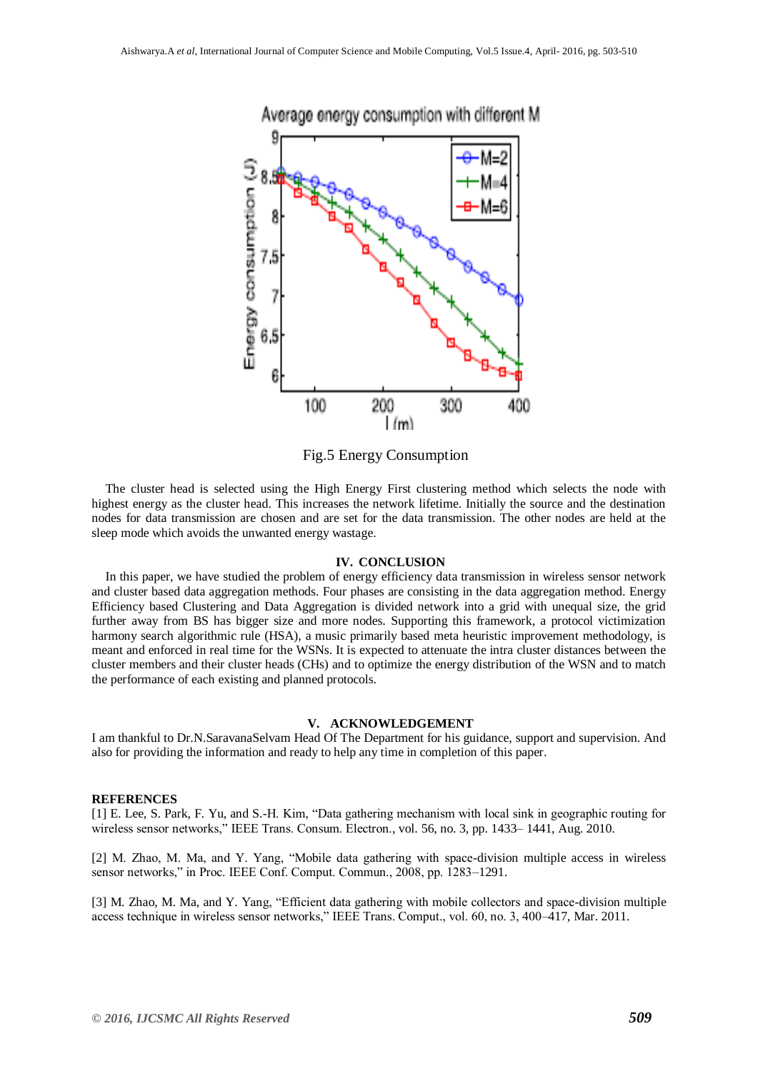Fig.5 Energy Consumption

The cluster head is selected using the High Energy First clustering method which selects the node with highest energy as the cluster head. This increases the network lifetime. Initially the source and the destination nodes for data transmission are chosen and are set for the data transmission. The other nodes are held at the sleep mode which avoids the unwanted energy wastage.

## IV. CONCLUSION

In this paper, we have studied the problem of energy efficiency data transmission in wireless sensor network and cluster based data aggregation methods. Four phases are consisting in the data aggregation method. Energy Efficiency based Clustering and Data Aggregation is divided network into a grid with unequal size, the grid further away from BS has bigger size and more nodes. Supporting this framework, a protocol victimization harmony search algorithmic rule (HSA), a music primarily based meta heuristic improvement methodology, is meant and enforced in real time for the WSNs. It is expected to attenuate the intra cluster distances between the cluster members and their cluster heads (CHs) and to optimize the energy distribution of the WSN and to match the performance of each existing and planned protocols.

## V. ACKNOWLEDGEMENT

I am thankful to Dr.N.SaravanaSelvam Head Of The Department for his guidance, support and supervision. And also for providing the information and ready to help any time in completion of this paper.

## REFERENCES

[1] E. Lee, S. Park, F. Yu, and S.-H. Kim, "Data gathering mechanism with local sink in geographic routing for wireless sensor networks," IEEE Trans. Consum. Electron., vol. 56, no. 3, pp. 1433– 1441, Aug. 2010.

[2] M. Zhao, M. Ma, and Y. Yang, "Mobile data gathering with space-division multiple access in wireless sensor networks," in Proc. IEEE Conf. Comput. Commun., 2008, pp. 1283–1291.

[3] M. Zhao, M. Ma, and Y. Yang, "Efficient data gathering with mobile collectors and space-division multiple access technique in wireless sensor networks," IEEE Trans. Comput., vol. 60, no. 3, 400–417, Mar. 2011.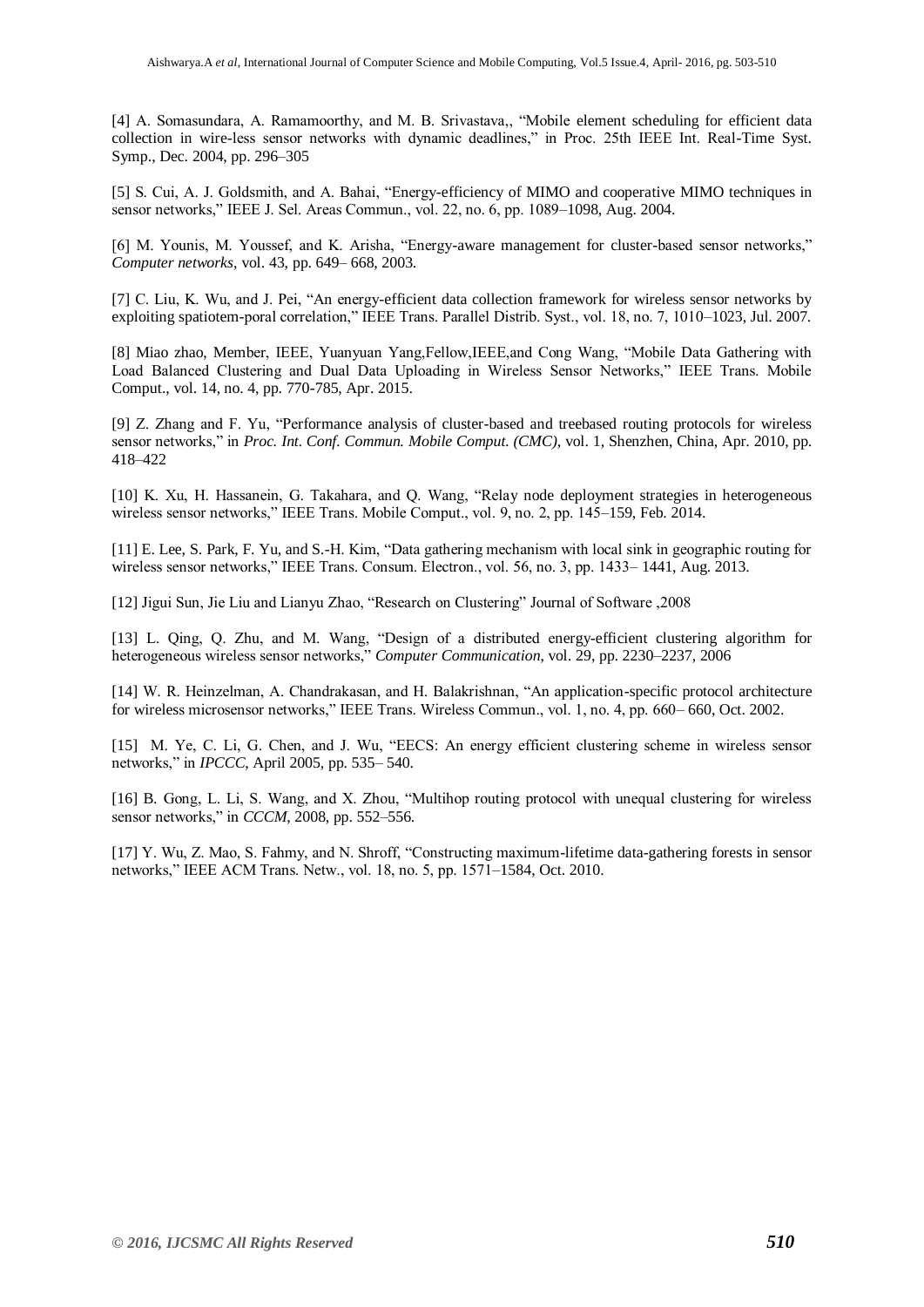[4] A. Somasundara, A. Ramamoorthy, and M. B. Srivastava,, "Mobile element scheduling for efficient data collection in wire-less sensor networks with dynamic deadlines," in Proc. 25th IEEE Int. Real-Time Syst. Symp., Dec. 2004, pp. 296–305

[5] S. Cui, A. J. Goldsmith, and A. Bahai, "Energy-efficiency of MIMO and cooperative MIMO techniques in sensor networks," IEEE J. Sel. Areas Commun., vol. 22, no. 6, pp. 1089–1098, Aug. 2004.

[6] M. Younis, M. Youssef, and K. Arisha, "Energy-aware management for cluster-based sensor networks," *Computer networks*, vol. 43, pp. 649– 668, 2003.

[7] C. Liu, K. Wu, and J. Pei, "An energy-efficient data collection framework for wireless sensor networks by exploiting spatiotem-poral correlation," IEEE Trans. Parallel Distrib. Syst., vol. 18, no. 7, 1010–1023, Jul. 2007.

[8] Miao zhao, Member, IEEE, Yuanyuan Yang,Fellow,IEEE,and Cong Wang, "Mobile Data Gathering with Load Balanced Clustering and Dual Data Uploading in Wireless Sensor Networks," IEEE Trans. Mobile Comput., vol. 14, no. 4, pp. 770-785, Apr. 2015.

[9] Z. Zhang and F. Yu, "Performance analysis of cluster-based and treebased routing protocols for wireless sensor networks," in *Proc. Int. Conf. Commun. Mobile Comput. (CMC)*, vol. 1, Shenzhen, China, Apr. 2010, pp. 418–422

[10] K. Xu, H. Hassanein, G. Takahara, and Q. Wang, "Relay node deployment strategies in heterogeneous wireless sensor networks," IEEE Trans. Mobile Comput., vol. 9, no. 2, pp. 145–159, Feb. 2014.

[11] E. Lee, S. Park, F. Yu, and S.-H. Kim, "Data gathering mechanism with local sink in geographic routing for wireless sensor networks," IEEE Trans. Consum. Electron., vol. 56, no. 3, pp. 1433– 1441, Aug. 2013.

[12] Jigui Sun, Jie Liu and Lianyu Zhao, "Research on Clustering" Journal of Software ,2008

[13] L. Qing, Q. Zhu, and M. Wang, "Design of a distributed energy-efficient clustering algorithm for heterogeneous wireless sensor networks," *Computer Communication*, vol. 29, pp. 2230–2237, 2006

[14] W. R. Heinzelman, A. Chandrakasan, and H. Balakrishnan, "An application-specific protocol architecture for wireless microsensor networks," IEEE Trans. Wireless Commun., vol. 1, no. 4, pp. 660– 660, Oct. 2002.

[15] M. Ye, C. Li, G. Chen, and J. Wu, "EECS: An energy efficient clustering scheme in wireless sensor networks," in *IPCCC*, April 2005, pp. 535– 540.

[16] B. Gong, L. Li, S. Wang, and X. Zhou, "Multihop routing protocol with unequal clustering for wireless sensor networks," in *CCCM*, 2008, pp. 552–556.

[17] Y. Wu, Z. Mao, S. Fahmy, and N. Shroff, "Constructing maximum-lifetime data-gathering forests in sensor networks," IEEE ACM Trans. Netw., vol. 18, no. 5, pp. 1571–1584, Oct. 2010.